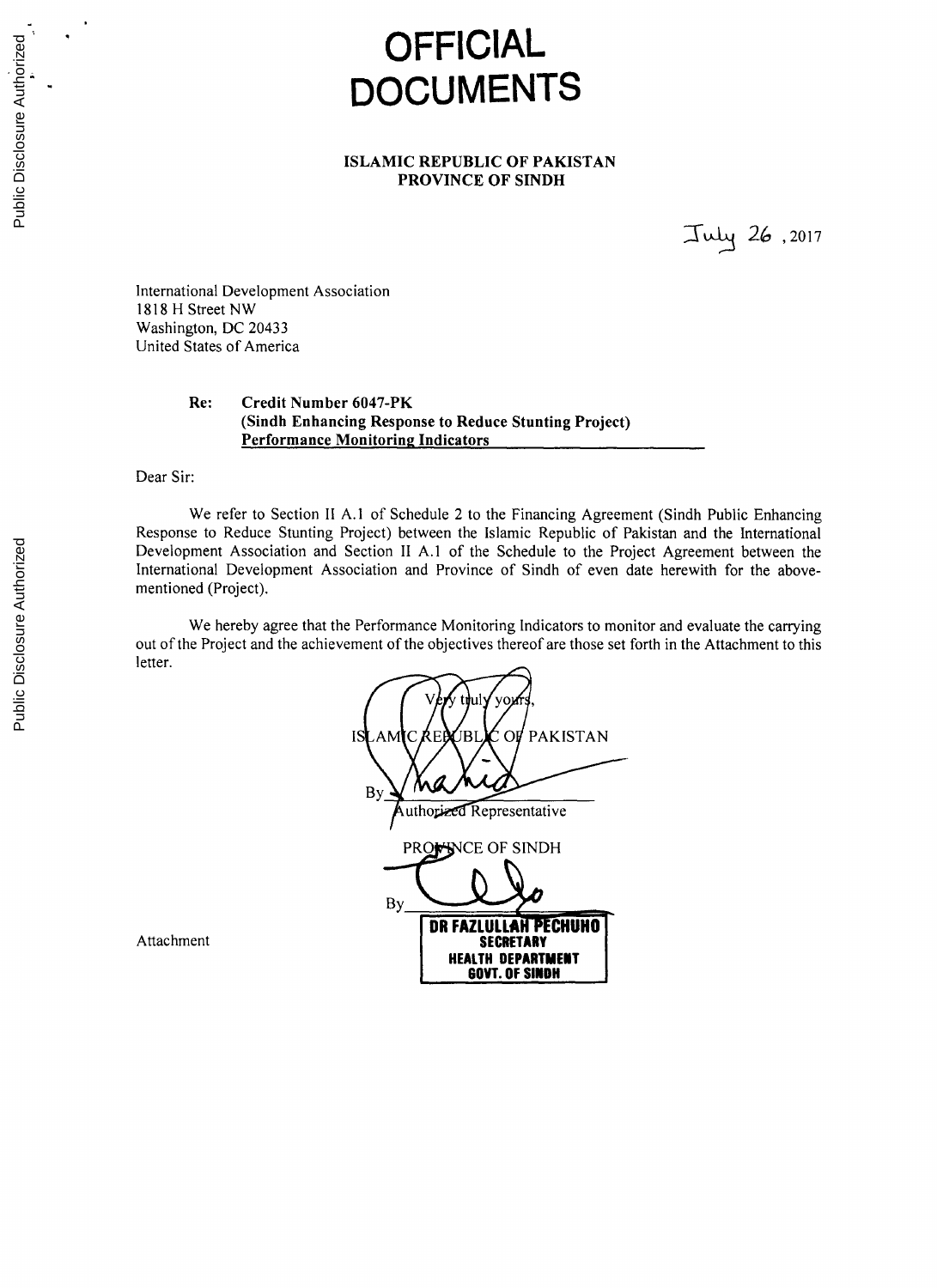# OFFICIAL DOCUMENTS

**ISLAMIC REPUBLIC OF PAKISTAN**
**PROVINCE OF SINDH**

July 26, 2017

International Development Association
1818 H Street NW
Washington, DC 20433
United States of America

**Re: Credit Number 6047-PK**
**(Sindh Enhancing Response to Reduce Stunting Project)**
**Performance Monitoring Indicators**

Dear Sir:

We refer to Section II A.1 of Schedule 2 to the Financing Agreement (Sindh Public Enhancing Response to Reduce Stunting Project) between the Islamic Republic of Pakistan and the International Development Association and Section II A.1 of the Schedule to the Project Agreement between the International Development Association and Province of Sindh of even date herewith for the above-mentioned (Project).

We hereby agree that the Performance Monitoring Indicators to monitor and evaluate the carrying out of the Project and the achievement of the objectives thereof are those set forth in the Attachment to this letter.

Very truly yours,

ISLAMIC REPUBLIC OF PAKISTAN

By ____________________
Authorized Representative

PROVINCE OF SINDH

By ____________________
DR FAZLULLAH PECHUHO
SECRETARY
HEALTH DEPARTMENT
GOVT. OF SINDH

Attachment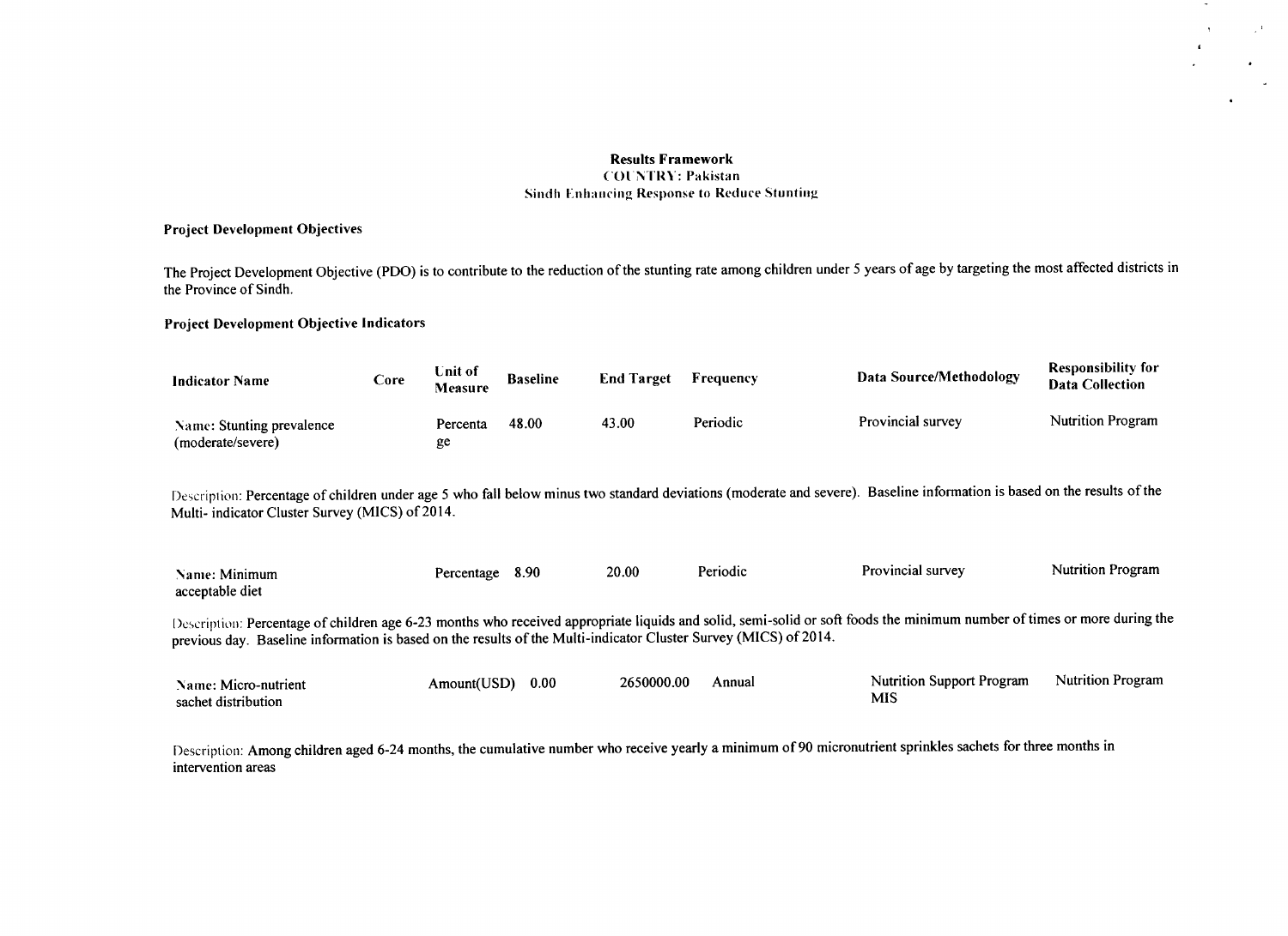**Results Framework**
**COUNTRY: Pakistan**
**Sindh Enhancing Response to Reduce Stunting**

**Project Development Objectives**

The Project Development Objective (PDO) is to contribute to the reduction of the stunting rate among children under 5 years of age by targeting the most affected districts in the Province of Sindh.

**Project Development Objective Indicators**

| Indicator Name | Core | Unit of Measure | Baseline | End Target | Frequency | Data Source/Methodology | Responsibility for Data Collection |
|---|---|---|---|---|---|---|---|
| Name: Stunting prevalence (moderate/severe) | | Percentage | 48.00 | 43.00 | Periodic | Provincial survey | Nutrition Program |

Description: Percentage of children under age 5 who fall below minus two standard deviations (moderate and severe). Baseline information is based on the results of the Multi- indicator Cluster Survey (MICS) of 2014.

| Indicator Name | Core | Unit of Measure | Baseline | End Target | Frequency | Data Source/Methodology | Responsibility for Data Collection |
|---|---|---|---|---|---|---|---|
| Name: Minimum acceptable diet | | Percentage | 8.90 | 20.00 | Periodic | Provincial survey | Nutrition Program |

Description: Percentage of children age 6-23 months who received appropriate liquids and solid, semi-solid or soft foods the minimum number of times or more during the previous day. Baseline information is based on the results of the Multi-indicator Cluster Survey (MICS) of 2014.

| Indicator Name | Core | Unit of Measure | Baseline | End Target | Frequency | Data Source/Methodology | Responsibility for Data Collection |
|---|---|---|---|---|---|---|---|
| Name: Micro-nutrient sachet distribution | | Amount(USD) | 0.00 | 2650000.00 | Annual | Nutrition Support Program MIS | Nutrition Program |

Description: Among children aged 6-24 months, the cumulative number who receive yearly a minimum of 90 micronutrient sprinkles sachets for three months in intervention areas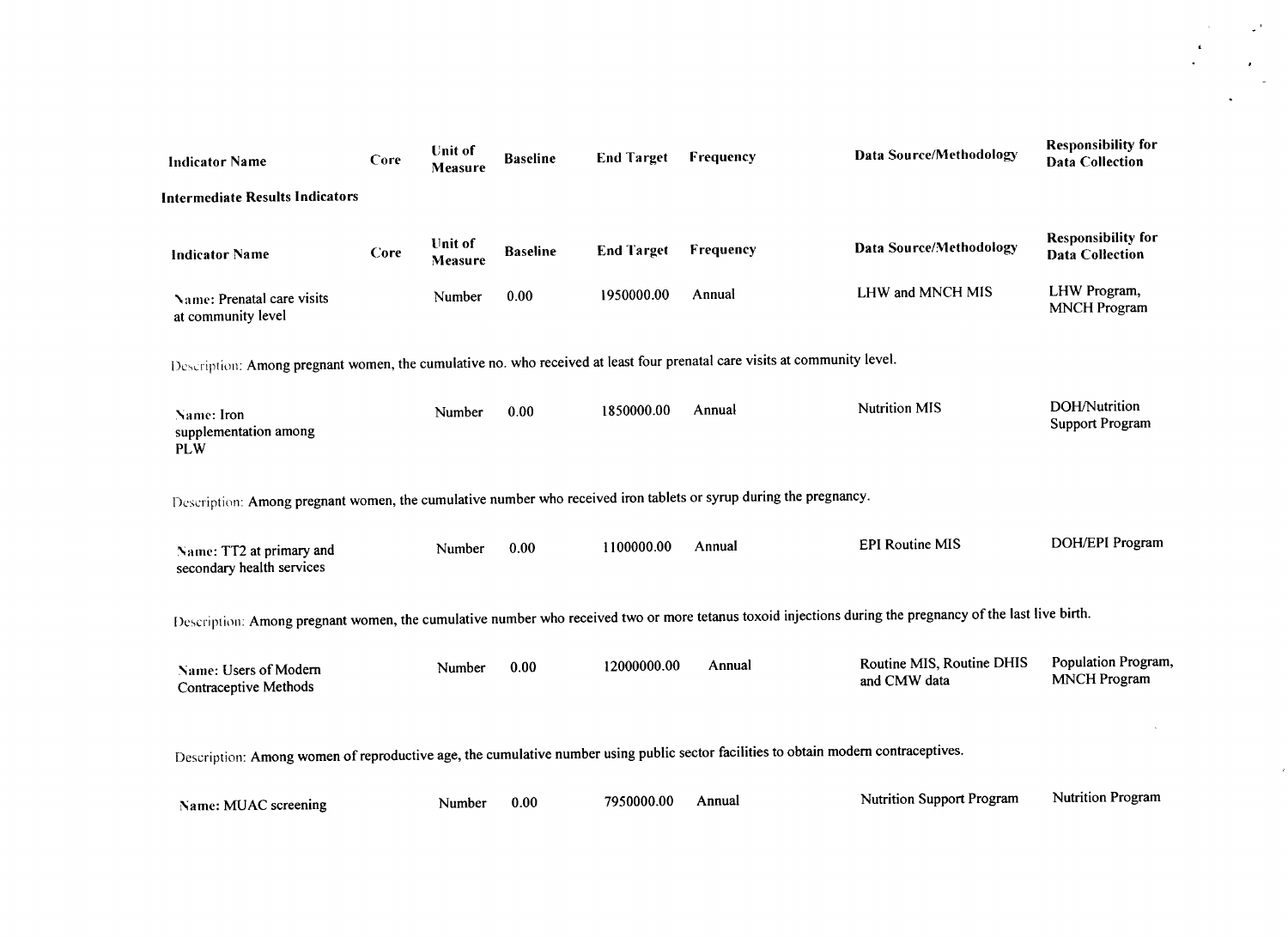| Indicator Name | Core | Unit of Measure | Baseline | End Target | Frequency | Data Source/Methodology | Responsibility for Data Collection |
|---|---|---|---|---|---|---|---|

**Intermediate Results Indicators**

| Indicator Name | Core | Unit of Measure | Baseline | End Target | Frequency | Data Source/Methodology | Responsibility for Data Collection |
|---|---|---|---|---|---|---|---|
| Name: Prenatal care visits at community level | | Number | 0.00 | 1950000.00 | Annual | LHW and MNCH MIS | LHW Program, MNCH Program |

Description: Among pregnant women, the cumulative no. who received at least four prenatal care visits at community level.

| Indicator Name | Core | Unit of Measure | Baseline | End Target | Frequency | Data Source/Methodology | Responsibility for Data Collection |
|---|---|---|---|---|---|---|---|
| Name: Iron supplementation among PLW | | Number | 0.00 | 1850000.00 | Annual | Nutrition MIS | DOH/Nutrition Support Program |

Description: Among pregnant women, the cumulative number who received iron tablets or syrup during the pregnancy.

| Indicator Name | Core | Unit of Measure | Baseline | End Target | Frequency | Data Source/Methodology | Responsibility for Data Collection |
|---|---|---|---|---|---|---|---|
| Name: TT2 at primary and secondary health services | | Number | 0.00 | 1100000.00 | Annual | EPI Routine MIS | DOH/EPI Program |

Description: Among pregnant women, the cumulative number who received two or more tetanus toxoid injections during the pregnancy of the last live birth.

| Indicator Name | Core | Unit of Measure | Baseline | End Target | Frequency | Data Source/Methodology | Responsibility for Data Collection |
|---|---|---|---|---|---|---|---|
| Name: Users of Modern Contraceptive Methods | | Number | 0.00 | 12000000.00 | Annual | Routine MIS, Routine DHIS and CMW data | Population Program, MNCH Program |

Description: Among women of reproductive age, the cumulative number using public sector facilities to obtain modern contraceptives.

| Indicator Name | Core | Unit of Measure | Baseline | End Target | Frequency | Data Source/Methodology | Responsibility for Data Collection |
|---|---|---|---|---|---|---|---|
| Name: MUAC screening | | Number | 0.00 | 7950000.00 | Annual | Nutrition Support Program | Nutrition Program |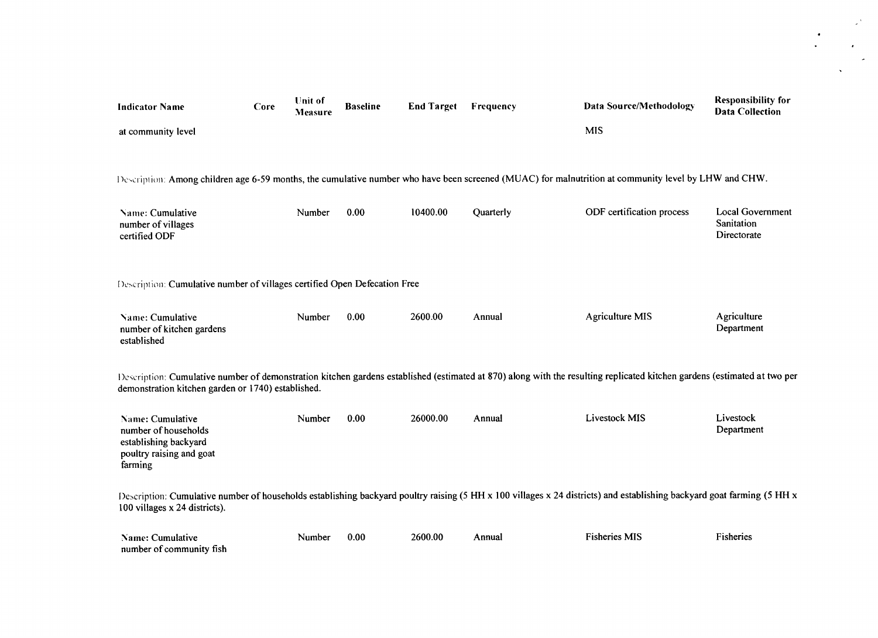| Indicator Name | Core | Unit of Measure | Baseline | End Target | Frequency | Data Source/Methodology | Responsibility for Data Collection |
|---|---|---|---|---|---|---|---|
| at community level | | | | | | MIS | |

Description: Among children age 6-59 months, the cumulative number who have been screened (MUAC) for malnutrition at community level by LHW and CHW.

| Indicator Name | Core | Unit of Measure | Baseline | End Target | Frequency | Data Source/Methodology | Responsibility for Data Collection |
|---|---|---|---|---|---|---|---|
| Name: Cumulative number of villages certified ODF | | Number | 0.00 | 10400.00 | Quarterly | ODF certification process | Local Government Sanitation Directorate |

Description: Cumulative number of villages certified Open Defecation Free

| Indicator Name | Core | Unit of Measure | Baseline | End Target | Frequency | Data Source/Methodology | Responsibility for Data Collection |
|---|---|---|---|---|---|---|---|
| Name: Cumulative number of kitchen gardens established | | Number | 0.00 | 2600.00 | Annual | Agriculture MIS | Agriculture Department |

Description: Cumulative number of demonstration kitchen gardens established (estimated at 870) along with the resulting replicated kitchen gardens (estimated at two per demonstration kitchen garden or 1740) established.

| Indicator Name | Core | Unit of Measure | Baseline | End Target | Frequency | Data Source/Methodology | Responsibility for Data Collection |
|---|---|---|---|---|---|---|---|
| Name: Cumulative number of households establishing backyard poultry raising and goat farming | | Number | 0.00 | 26000.00 | Annual | Livestock MIS | Livestock Department |

Description: Cumulative number of households establishing backyard poultry raising (5 HH x 100 villages x 24 districts) and establishing backyard goat farming (5 HH x 100 villages x 24 districts).

| Indicator Name | Core | Unit of Measure | Baseline | End Target | Frequency | Data Source/Methodology | Responsibility for Data Collection |
|---|---|---|---|---|---|---|---|
| Name: Cumulative number of community fish | | Number | 0.00 | 2600.00 | Annual | Fisheries MIS | Fisheries |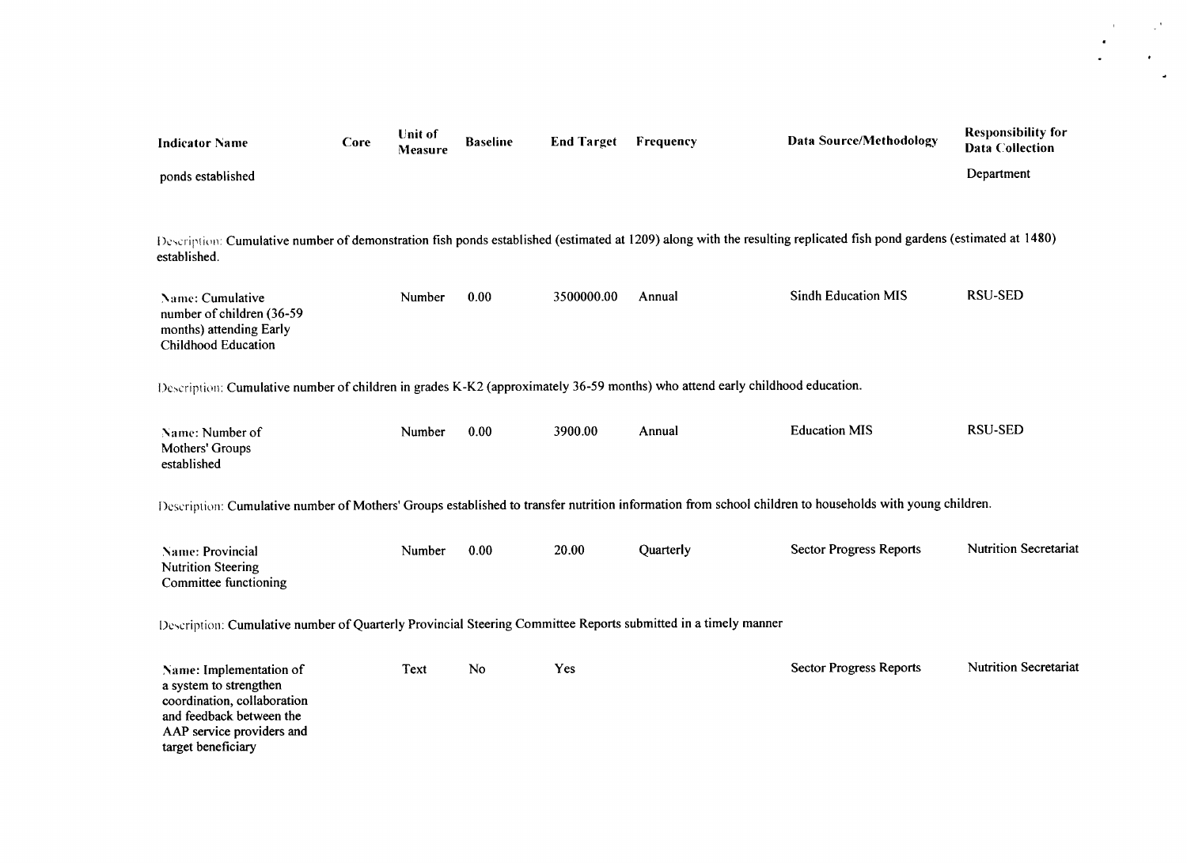| Indicator Name | Core | Unit of Measure | Baseline | End Target | Frequency | Data Source/Methodology | Responsibility for Data Collection |
|---|---|---|---|---|---|---|---|
| ponds established | | | | | | | Department |

Description: Cumulative number of demonstration fish ponds established (estimated at 1209) along with the resulting replicated fish pond gardens (estimated at 1480) established.

| Indicator Name | Core | Unit of Measure | Baseline | End Target | Frequency | Data Source/Methodology | Responsibility for Data Collection |
|---|---|---|---|---|---|---|---|
| Name: Cumulative number of children (36-59 months) attending Early Childhood Education | | Number | 0.00 | 3500000.00 | Annual | Sindh Education MIS | RSU-SED |

Description: Cumulative number of children in grades K-K2 (approximately 36-59 months) who attend early childhood education.

| Indicator Name | Core | Unit of Measure | Baseline | End Target | Frequency | Data Source/Methodology | Responsibility for Data Collection |
|---|---|---|---|---|---|---|---|
| Name: Number of Mothers' Groups established | | Number | 0.00 | 3900.00 | Annual | Education MIS | RSU-SED |

Description: Cumulative number of Mothers' Groups established to transfer nutrition information from school children to households with young children.

| Indicator Name | Core | Unit of Measure | Baseline | End Target | Frequency | Data Source/Methodology | Responsibility for Data Collection |
|---|---|---|---|---|---|---|---|
| Name: Provincial Nutrition Steering Committee functioning | | Number | 0.00 | 20.00 | Quarterly | Sector Progress Reports | Nutrition Secretariat |

Description: Cumulative number of Quarterly Provincial Steering Committee Reports submitted in a timely manner

| Indicator Name | Core | Unit of Measure | Baseline | End Target | Frequency | Data Source/Methodology | Responsibility for Data Collection |
|---|---|---|---|---|---|---|---|
| Name: Implementation of a system to strengthen coordination, collaboration and feedback between the AAP service providers and target beneficiary | | Text | No | Yes | | Sector Progress Reports | Nutrition Secretariat |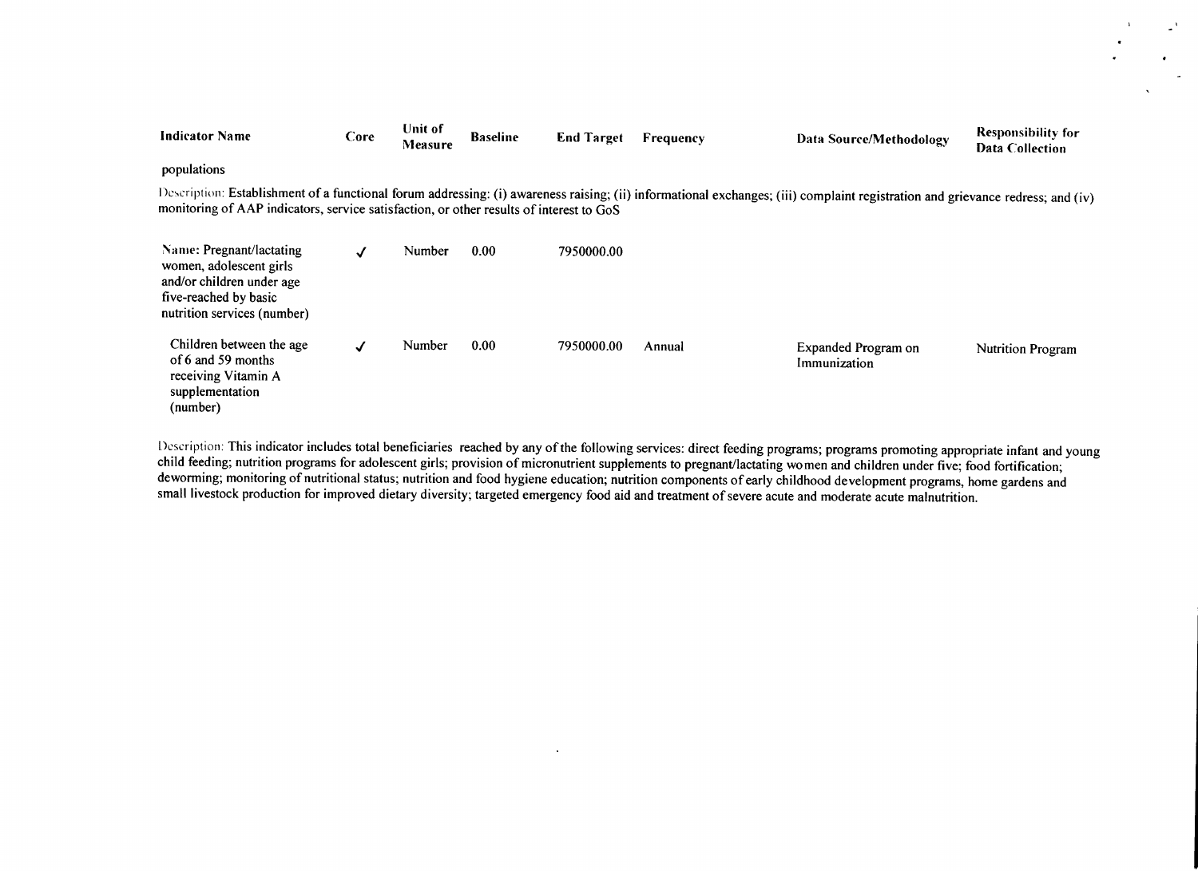| Indicator Name | Core | Unit of Measure | Baseline | End Target | Frequency | Data Source/Methodology | Responsibility for Data Collection |
|---|---|---|---|---|---|---|---|
| populations | | | | | | | |

Description: Establishment of a functional forum addressing: (i) awareness raising; (ii) informational exchanges; (iii) complaint registration and grievance redress; and (iv) monitoring of AAP indicators, service satisfaction, or other results of interest to GoS

| Indicator Name | Core | Unit of Measure | Baseline | End Target | Frequency | Data Source/Methodology | Responsibility for Data Collection |
|---|---|---|---|---|---|---|---|
| Name: Pregnant/lactating women, adolescent girls and/or children under age five-reached by basic nutrition services (number) | ✓ | Number | 0.00 | 7950000.00 | | | |
| Children between the age of 6 and 59 months receiving Vitamin A supplementation (number) | ✓ | Number | 0.00 | 7950000.00 | Annual | Expanded Program on Immunization | Nutrition Program |

Description: This indicator includes total beneficiaries reached by any of the following services: direct feeding programs; programs promoting appropriate infant and young child feeding; nutrition programs for adolescent girls; provision of micronutrient supplements to pregnant/lactating women and children under five; food fortification; deworming; monitoring of nutritional status; nutrition and food hygiene education; nutrition components of early childhood development programs, home gardens and small livestock production for improved dietary diversity; targeted emergency food aid and treatment of severe acute and moderate acute malnutrition.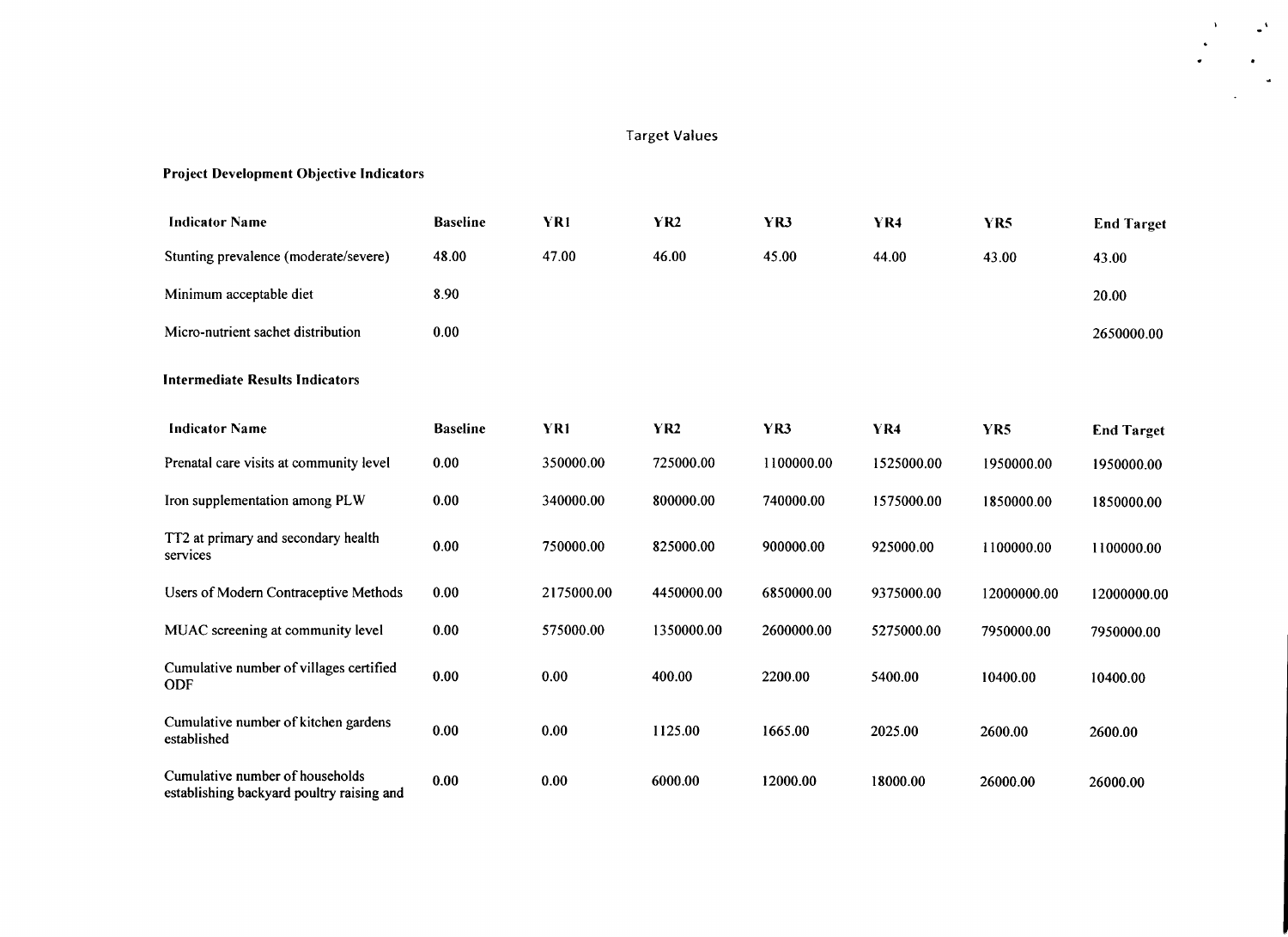Target Values

**Project Development Objective Indicators**

| Indicator Name | Baseline | YR1 | YR2 | YR3 | YR4 | YR5 | End Target |
|---|---|---|---|---|---|---|---|
| Stunting prevalence (moderate/severe) | 48.00 | 47.00 | 46.00 | 45.00 | 44.00 | 43.00 | 43.00 |
| Minimum acceptable diet | 8.90 | | | | | | 20.00 |
| Micro-nutrient sachet distribution | 0.00 | | | | | | 2650000.00 |

**Intermediate Results Indicators**

| Indicator Name | Baseline | YR1 | YR2 | YR3 | YR4 | YR5 | End Target |
|---|---|---|---|---|---|---|---|
| Prenatal care visits at community level | 0.00 | 350000.00 | 725000.00 | 1100000.00 | 1525000.00 | 1950000.00 | 1950000.00 |
| Iron supplementation among PLW | 0.00 | 340000.00 | 800000.00 | 740000.00 | 1575000.00 | 1850000.00 | 1850000.00 |
| TT2 at primary and secondary health services | 0.00 | 750000.00 | 825000.00 | 900000.00 | 925000.00 | 1100000.00 | 1100000.00 |
| Users of Modern Contraceptive Methods | 0.00 | 2175000.00 | 4450000.00 | 6850000.00 | 9375000.00 | 12000000.00 | 12000000.00 |
| MUAC screening at community level | 0.00 | 575000.00 | 1350000.00 | 2600000.00 | 5275000.00 | 7950000.00 | 7950000.00 |
| Cumulative number of villages certified ODF | 0.00 | 0.00 | 400.00 | 2200.00 | 5400.00 | 10400.00 | 10400.00 |
| Cumulative number of kitchen gardens established | 0.00 | 0.00 | 1125.00 | 1665.00 | 2025.00 | 2600.00 | 2600.00 |
| Cumulative number of households establishing backyard poultry raising and | 0.00 | 0.00 | 6000.00 | 12000.00 | 18000.00 | 26000.00 | 26000.00 |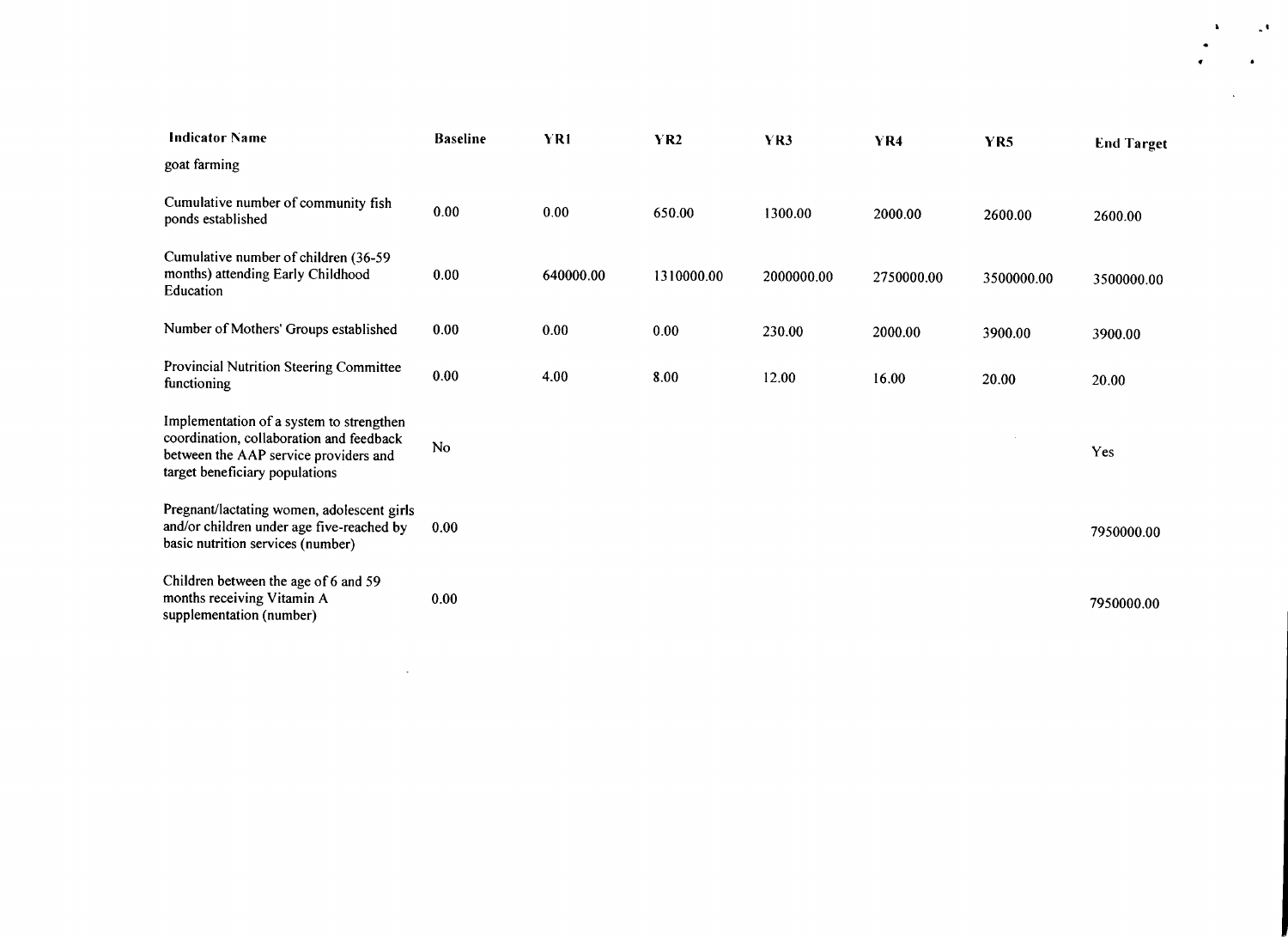| Indicator Name | Baseline | YR1 | YR2 | YR3 | YR4 | YR5 | End Target |
|---|---|---|---|---|---|---|---|
| goat farming | | | | | | | |
| Cumulative number of community fish ponds established | 0.00 | 0.00 | 650.00 | 1300.00 | 2000.00 | 2600.00 | 2600.00 |
| Cumulative number of children (36-59 months) attending Early Childhood Education | 0.00 | 640000.00 | 1310000.00 | 2000000.00 | 2750000.00 | 3500000.00 | 3500000.00 |
| Number of Mothers' Groups established | 0.00 | 0.00 | 0.00 | 230.00 | 2000.00 | 3900.00 | 3900.00 |
| Provincial Nutrition Steering Committee functioning | 0.00 | 4.00 | 8.00 | 12.00 | 16.00 | 20.00 | 20.00 |
| Implementation of a system to strengthen coordination, collaboration and feedback between the AAP service providers and target beneficiary populations | No | | | | | | Yes |
| Pregnant/lactating women, adolescent girls and/or children under age five-reached by basic nutrition services (number) | 0.00 | | | | | | 7950000.00 |
| Children between the age of 6 and 59 months receiving Vitamin A supplementation (number) | 0.00 | | | | | | 7950000.00 |